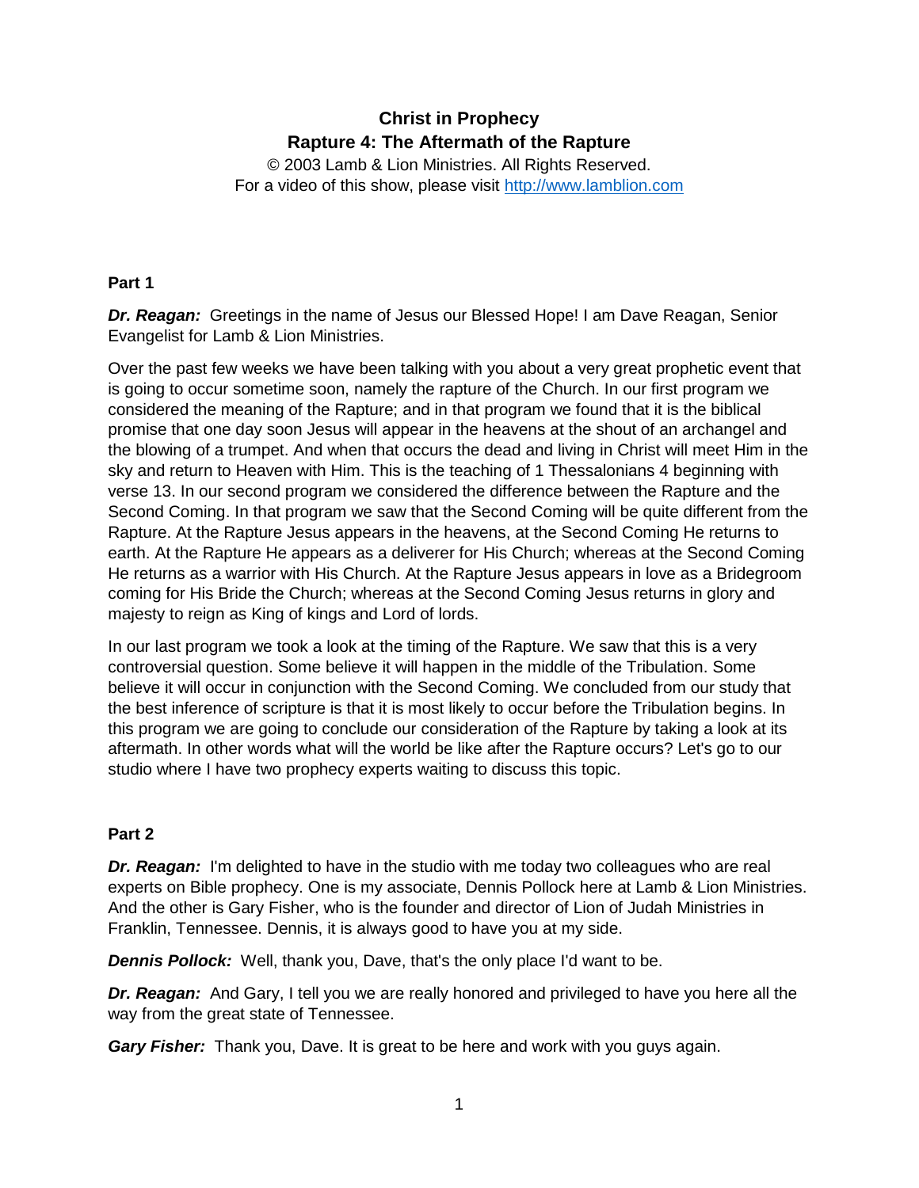# Christ in Prophecy
## Rapture 4: The Aftermath of the Rapture

© 2003 Lamb & Lion Ministries. All Rights Reserved.
For a video of this show, please visit http://www.lamblion.com

### Part 1

***Dr. Reagan:*** Greetings in the name of Jesus our Blessed Hope! I am Dave Reagan, Senior Evangelist for Lamb & Lion Ministries.

Over the past few weeks we have been talking with you about a very great prophetic event that is going to occur sometime soon, namely the rapture of the Church. In our first program we considered the meaning of the Rapture; and in that program we found that it is the biblical promise that one day soon Jesus will appear in the heavens at the shout of an archangel and the blowing of a trumpet. And when that occurs the dead and living in Christ will meet Him in the sky and return to Heaven with Him. This is the teaching of 1 Thessalonians 4 beginning with verse 13. In our second program we considered the difference between the Rapture and the Second Coming. In that program we saw that the Second Coming will be quite different from the Rapture. At the Rapture Jesus appears in the heavens, at the Second Coming He returns to earth. At the Rapture He appears as a deliverer for His Church; whereas at the Second Coming He returns as a warrior with His Church. At the Rapture Jesus appears in love as a Bridegroom coming for His Bride the Church; whereas at the Second Coming Jesus returns in glory and majesty to reign as King of kings and Lord of lords.

In our last program we took a look at the timing of the Rapture. We saw that this is a very controversial question. Some believe it will happen in the middle of the Tribulation. Some believe it will occur in conjunction with the Second Coming. We concluded from our study that the best inference of scripture is that it is most likely to occur before the Tribulation begins. In this program we are going to conclude our consideration of the Rapture by taking a look at its aftermath. In other words what will the world be like after the Rapture occurs? Let's go to our studio where I have two prophecy experts waiting to discuss this topic.

### Part 2

***Dr. Reagan:*** I'm delighted to have in the studio with me today two colleagues who are real experts on Bible prophecy. One is my associate, Dennis Pollock here at Lamb & Lion Ministries. And the other is Gary Fisher, who is the founder and director of Lion of Judah Ministries in Franklin, Tennessee. Dennis, it is always good to have you at my side.

***Dennis Pollock:*** Well, thank you, Dave, that's the only place I'd want to be.

***Dr. Reagan:*** And Gary, I tell you we are really honored and privileged to have you here all the way from the great state of Tennessee.

***Gary Fisher:*** Thank you, Dave. It is great to be here and work with you guys again.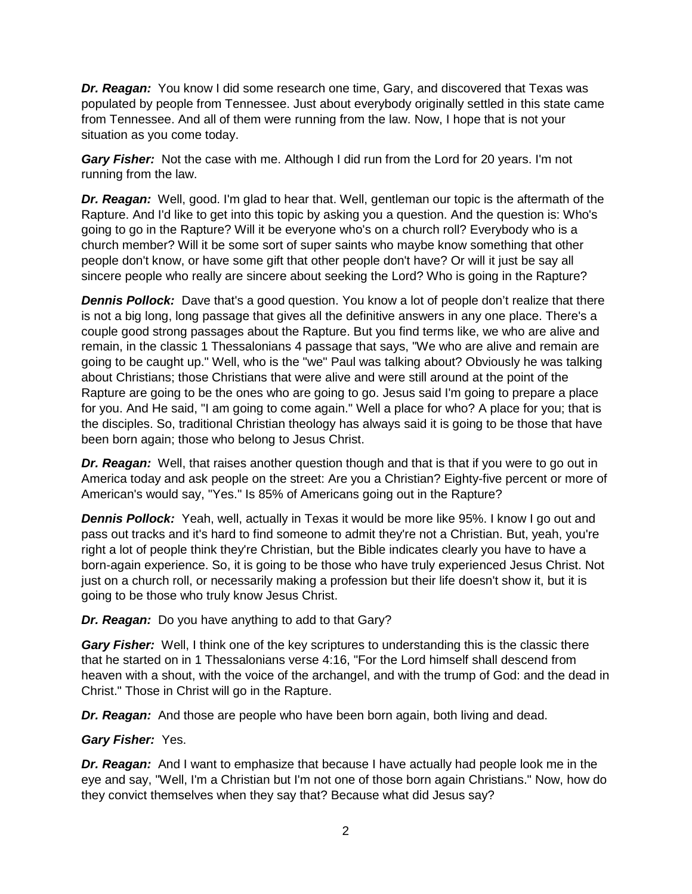***Dr. Reagan:*** You know I did some research one time, Gary, and discovered that Texas was populated by people from Tennessee. Just about everybody originally settled in this state came from Tennessee. And all of them were running from the law. Now, I hope that is not your situation as you come today.

***Gary Fisher:*** Not the case with me. Although I did run from the Lord for 20 years. I'm not running from the law.

***Dr. Reagan:*** Well, good. I'm glad to hear that. Well, gentleman our topic is the aftermath of the Rapture. And I'd like to get into this topic by asking you a question. And the question is: Who's going to go in the Rapture? Will it be everyone who's on a church roll? Everybody who is a church member? Will it be some sort of super saints who maybe know something that other people don't know, or have some gift that other people don't have? Or will it just be say all sincere people who really are sincere about seeking the Lord? Who is going in the Rapture?

***Dennis Pollock:*** Dave that's a good question. You know a lot of people don't realize that there is not a big long, long passage that gives all the definitive answers in any one place. There's a couple good strong passages about the Rapture. But you find terms like, we who are alive and remain, in the classic 1 Thessalonians 4 passage that says, "We who are alive and remain are going to be caught up." Well, who is the "we" Paul was talking about? Obviously he was talking about Christians; those Christians that were alive and were still around at the point of the Rapture are going to be the ones who are going to go. Jesus said I'm going to prepare a place for you. And He said, "I am going to come again." Well a place for who? A place for you; that is the disciples. So, traditional Christian theology has always said it is going to be those that have been born again; those who belong to Jesus Christ.

***Dr. Reagan:*** Well, that raises another question though and that is that if you were to go out in America today and ask people on the street: Are you a Christian? Eighty-five percent or more of American's would say, "Yes." Is 85% of Americans going out in the Rapture?

***Dennis Pollock:*** Yeah, well, actually in Texas it would be more like 95%. I know I go out and pass out tracks and it's hard to find someone to admit they're not a Christian. But, yeah, you're right a lot of people think they're Christian, but the Bible indicates clearly you have to have a born-again experience. So, it is going to be those who have truly experienced Jesus Christ. Not just on a church roll, or necessarily making a profession but their life doesn't show it, but it is going to be those who truly know Jesus Christ.

***Dr. Reagan:*** Do you have anything to add to that Gary?

***Gary Fisher:*** Well, I think one of the key scriptures to understanding this is the classic there that he started on in 1 Thessalonians verse 4:16, "For the Lord himself shall descend from heaven with a shout, with the voice of the archangel, and with the trump of God: and the dead in Christ." Those in Christ will go in the Rapture.

***Dr. Reagan:*** And those are people who have been born again, both living and dead.

***Gary Fisher:*** Yes.

***Dr. Reagan:*** And I want to emphasize that because I have actually had people look me in the eye and say, "Well, I'm a Christian but I'm not one of those born again Christians." Now, how do they convict themselves when they say that? Because what did Jesus say?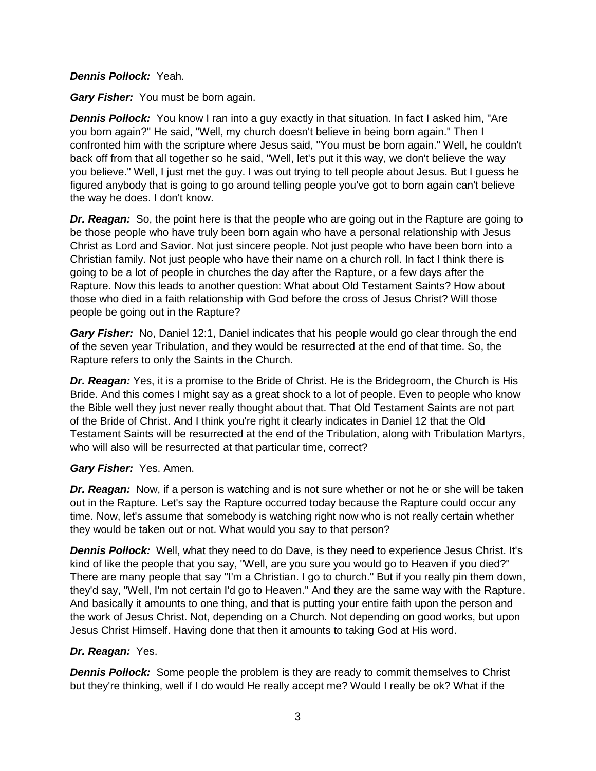***Dennis Pollock:*** Yeah.

***Gary Fisher:*** You must be born again.

***Dennis Pollock:*** You know I ran into a guy exactly in that situation. In fact I asked him, "Are you born again?" He said, "Well, my church doesn't believe in being born again." Then I confronted him with the scripture where Jesus said, "You must be born again." Well, he couldn't back off from that all together so he said, "Well, let's put it this way, we don't believe the way you believe." Well, I just met the guy. I was out trying to tell people about Jesus. But I guess he figured anybody that is going to go around telling people you've got to born again can't believe the way he does. I don't know.

***Dr. Reagan:*** So, the point here is that the people who are going out in the Rapture are going to be those people who have truly been born again who have a personal relationship with Jesus Christ as Lord and Savior. Not just sincere people. Not just people who have been born into a Christian family. Not just people who have their name on a church roll. In fact I think there is going to be a lot of people in churches the day after the Rapture, or a few days after the Rapture. Now this leads to another question: What about Old Testament Saints? How about those who died in a faith relationship with God before the cross of Jesus Christ? Will those people be going out in the Rapture?

***Gary Fisher:*** No, Daniel 12:1, Daniel indicates that his people would go clear through the end of the seven year Tribulation, and they would be resurrected at the end of that time. So, the Rapture refers to only the Saints in the Church.

***Dr. Reagan:*** Yes, it is a promise to the Bride of Christ. He is the Bridegroom, the Church is His Bride. And this comes I might say as a great shock to a lot of people. Even to people who know the Bible well they just never really thought about that. That Old Testament Saints are not part of the Bride of Christ. And I think you're right it clearly indicates in Daniel 12 that the Old Testament Saints will be resurrected at the end of the Tribulation, along with Tribulation Martyrs, who will also will be resurrected at that particular time, correct?

***Gary Fisher:*** Yes. Amen.

***Dr. Reagan:*** Now, if a person is watching and is not sure whether or not he or she will be taken out in the Rapture. Let's say the Rapture occurred today because the Rapture could occur any time. Now, let's assume that somebody is watching right now who is not really certain whether they would be taken out or not. What would you say to that person?

***Dennis Pollock:*** Well, what they need to do Dave, is they need to experience Jesus Christ. It's kind of like the people that you say, "Well, are you sure you would go to Heaven if you died?" There are many people that say "I'm a Christian. I go to church." But if you really pin them down, they'd say, "Well, I'm not certain I'd go to Heaven." And they are the same way with the Rapture. And basically it amounts to one thing, and that is putting your entire faith upon the person and the work of Jesus Christ. Not, depending on a Church. Not depending on good works, but upon Jesus Christ Himself. Having done that then it amounts to taking God at His word.

***Dr. Reagan:*** Yes.

***Dennis Pollock:*** Some people the problem is they are ready to commit themselves to Christ but they're thinking, well if I do would He really accept me? Would I really be ok? What if the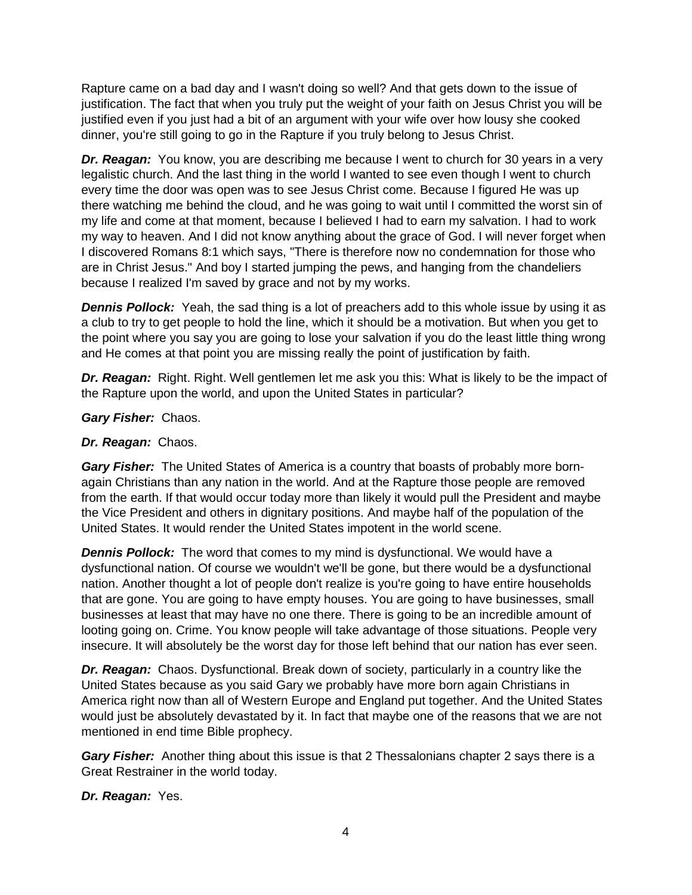Rapture came on a bad day and I wasn't doing so well? And that gets down to the issue of justification. The fact that when you truly put the weight of your faith on Jesus Christ you will be justified even if you just had a bit of an argument with your wife over how lousy she cooked dinner, you're still going to go in the Rapture if you truly belong to Jesus Christ.

***Dr. Reagan:*** You know, you are describing me because I went to church for 30 years in a very legalistic church. And the last thing in the world I wanted to see even though I went to church every time the door was open was to see Jesus Christ come. Because I figured He was up there watching me behind the cloud, and he was going to wait until I committed the worst sin of my life and come at that moment, because I believed I had to earn my salvation. I had to work my way to heaven. And I did not know anything about the grace of God. I will never forget when I discovered Romans 8:1 which says, "There is therefore now no condemnation for those who are in Christ Jesus." And boy I started jumping the pews, and hanging from the chandeliers because I realized I'm saved by grace and not by my works.

***Dennis Pollock:*** Yeah, the sad thing is a lot of preachers add to this whole issue by using it as a club to try to get people to hold the line, which it should be a motivation. But when you get to the point where you say you are going to lose your salvation if you do the least little thing wrong and He comes at that point you are missing really the point of justification by faith.

***Dr. Reagan:*** Right. Right. Well gentlemen let me ask you this: What is likely to be the impact of the Rapture upon the world, and upon the United States in particular?

***Gary Fisher:*** Chaos.

***Dr. Reagan:*** Chaos.

***Gary Fisher:*** The United States of America is a country that boasts of probably more born-again Christians than any nation in the world. And at the Rapture those people are removed from the earth. If that would occur today more than likely it would pull the President and maybe the Vice President and others in dignitary positions. And maybe half of the population of the United States. It would render the United States impotent in the world scene.

***Dennis Pollock:*** The word that comes to my mind is dysfunctional. We would have a dysfunctional nation. Of course we wouldn't we'll be gone, but there would be a dysfunctional nation. Another thought a lot of people don't realize is you're going to have entire households that are gone. You are going to have empty houses. You are going to have businesses, small businesses at least that may have no one there. There is going to be an incredible amount of looting going on. Crime. You know people will take advantage of those situations. People very insecure. It will absolutely be the worst day for those left behind that our nation has ever seen.

***Dr. Reagan:*** Chaos. Dysfunctional. Break down of society, particularly in a country like the United States because as you said Gary we probably have more born again Christians in America right now than all of Western Europe and England put together. And the United States would just be absolutely devastated by it. In fact that maybe one of the reasons that we are not mentioned in end time Bible prophecy.

***Gary Fisher:*** Another thing about this issue is that 2 Thessalonians chapter 2 says there is a Great Restrainer in the world today.

***Dr. Reagan:*** Yes.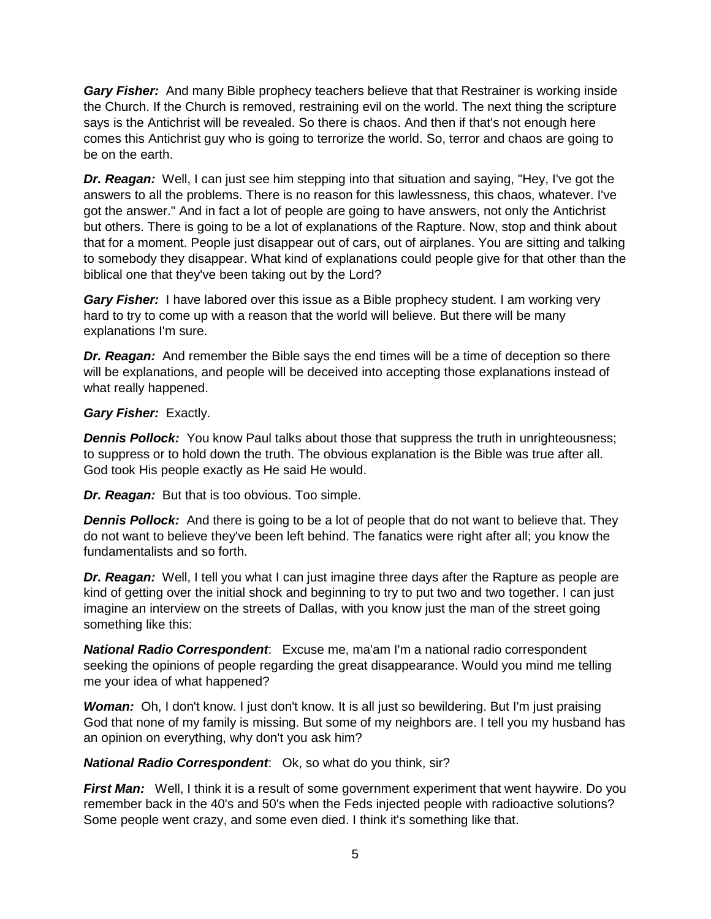***Gary Fisher:*** And many Bible prophecy teachers believe that that Restrainer is working inside the Church. If the Church is removed, restraining evil on the world. The next thing the scripture says is the Antichrist will be revealed. So there is chaos. And then if that's not enough here comes this Antichrist guy who is going to terrorize the world. So, terror and chaos are going to be on the earth.

***Dr. Reagan:*** Well, I can just see him stepping into that situation and saying, "Hey, I've got the answers to all the problems. There is no reason for this lawlessness, this chaos, whatever. I've got the answer." And in fact a lot of people are going to have answers, not only the Antichrist but others. There is going to be a lot of explanations of the Rapture. Now, stop and think about that for a moment. People just disappear out of cars, out of airplanes. You are sitting and talking to somebody they disappear. What kind of explanations could people give for that other than the biblical one that they've been taking out by the Lord?

***Gary Fisher:*** I have labored over this issue as a Bible prophecy student. I am working very hard to try to come up with a reason that the world will believe. But there will be many explanations I'm sure.

***Dr. Reagan:*** And remember the Bible says the end times will be a time of deception so there will be explanations, and people will be deceived into accepting those explanations instead of what really happened.

***Gary Fisher:*** Exactly.

***Dennis Pollock:*** You know Paul talks about those that suppress the truth in unrighteousness; to suppress or to hold down the truth. The obvious explanation is the Bible was true after all. God took His people exactly as He said He would.

***Dr. Reagan:*** But that is too obvious. Too simple.

***Dennis Pollock:*** And there is going to be a lot of people that do not want to believe that. They do not want to believe they've been left behind. The fanatics were right after all; you know the fundamentalists and so forth.

***Dr. Reagan:*** Well, I tell you what I can just imagine three days after the Rapture as people are kind of getting over the initial shock and beginning to try to put two and two together. I can just imagine an interview on the streets of Dallas, with you know just the man of the street going something like this:

***National Radio Correspondent***: Excuse me, ma'am I'm a national radio correspondent seeking the opinions of people regarding the great disappearance. Would you mind me telling me your idea of what happened?

***Woman:*** Oh, I don't know. I just don't know. It is all just so bewildering. But I'm just praising God that none of my family is missing. But some of my neighbors are. I tell you my husband has an opinion on everything, why don't you ask him?

***National Radio Correspondent***: Ok, so what do you think, sir?

***First Man:*** Well, I think it is a result of some government experiment that went haywire. Do you remember back in the 40's and 50's when the Feds injected people with radioactive solutions? Some people went crazy, and some even died. I think it's something like that.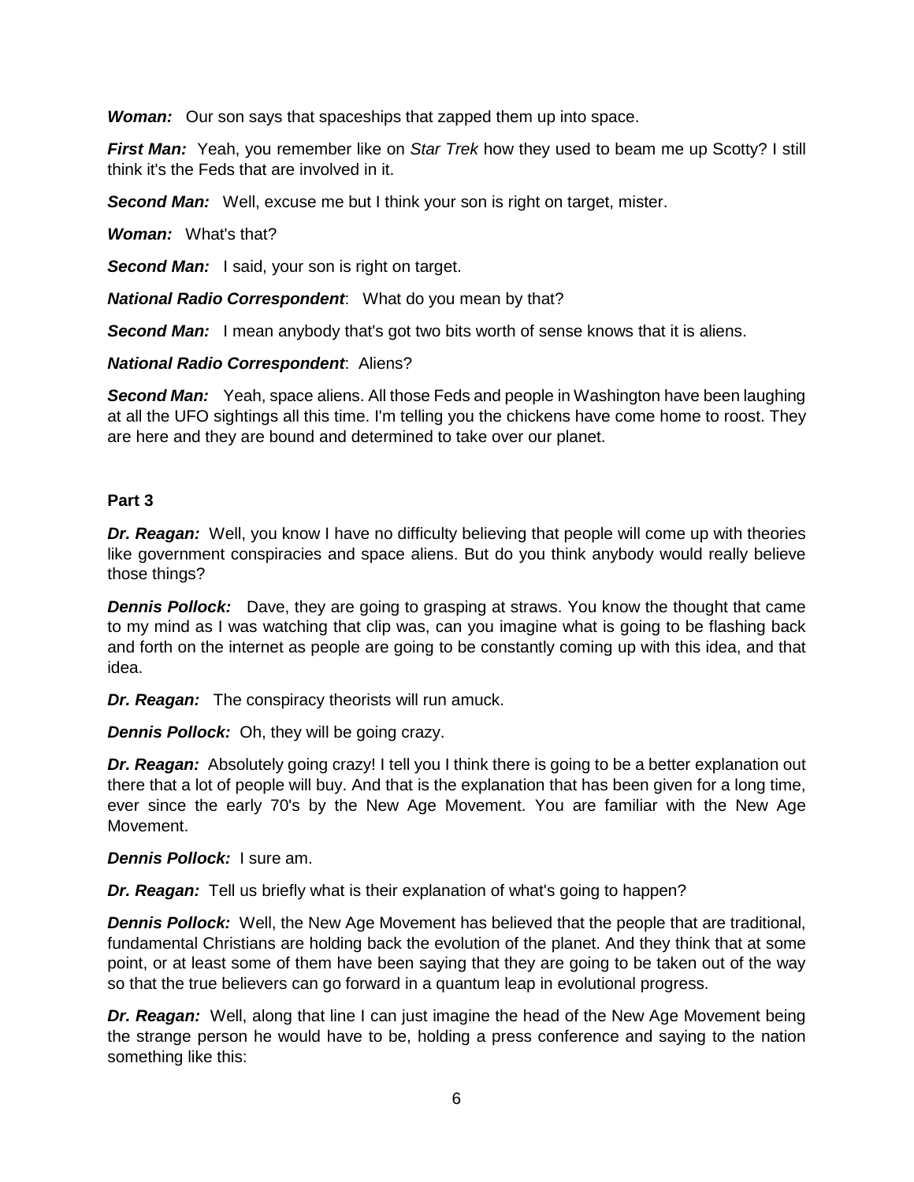***Woman:*** Our son says that spaceships that zapped them up into space.

***First Man:*** Yeah, you remember like on *Star Trek* how they used to beam me up Scotty? I still think it's the Feds that are involved in it.

***Second Man:*** Well, excuse me but I think your son is right on target, mister.

***Woman:*** What's that?

***Second Man:*** I said, your son is right on target.

***National Radio Correspondent***: What do you mean by that?

***Second Man:*** I mean anybody that's got two bits worth of sense knows that it is aliens.

***National Radio Correspondent***: Aliens?

***Second Man:*** Yeah, space aliens. All those Feds and people in Washington have been laughing at all the UFO sightings all this time. I'm telling you the chickens have come home to roost. They are here and they are bound and determined to take over our planet.

**Part 3**

***Dr. Reagan:*** Well, you know I have no difficulty believing that people will come up with theories like government conspiracies and space aliens. But do you think anybody would really believe those things?

***Dennis Pollock:*** Dave, they are going to grasping at straws. You know the thought that came to my mind as I was watching that clip was, can you imagine what is going to be flashing back and forth on the internet as people are going to be constantly coming up with this idea, and that idea.

***Dr. Reagan:*** The conspiracy theorists will run amuck.

***Dennis Pollock:*** Oh, they will be going crazy.

***Dr. Reagan:*** Absolutely going crazy! I tell you I think there is going to be a better explanation out there that a lot of people will buy. And that is the explanation that has been given for a long time, ever since the early 70's by the New Age Movement. You are familiar with the New Age Movement.

***Dennis Pollock:*** I sure am.

***Dr. Reagan:*** Tell us briefly what is their explanation of what's going to happen?

***Dennis Pollock:*** Well, the New Age Movement has believed that the people that are traditional, fundamental Christians are holding back the evolution of the planet. And they think that at some point, or at least some of them have been saying that they are going to be taken out of the way so that the true believers can go forward in a quantum leap in evolutional progress.

***Dr. Reagan:*** Well, along that line I can just imagine the head of the New Age Movement being the strange person he would have to be, holding a press conference and saying to the nation something like this: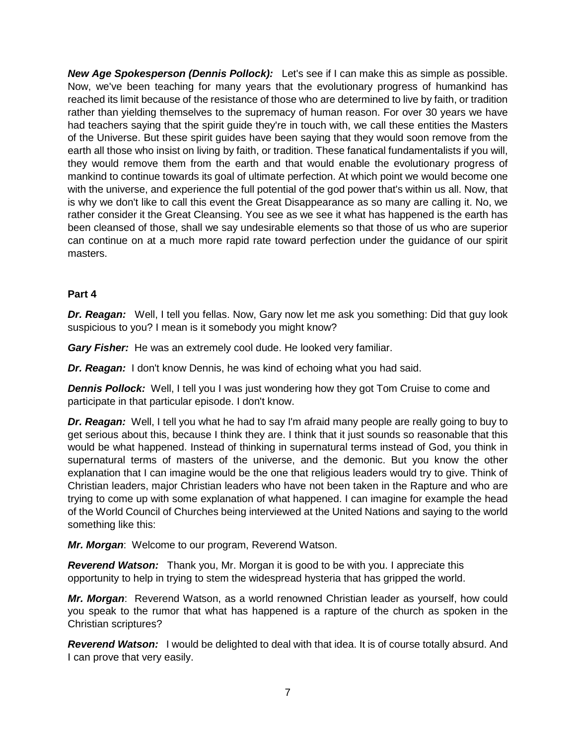***New Age Spokesperson (Dennis Pollock):*** Let's see if I can make this as simple as possible. Now, we've been teaching for many years that the evolutionary progress of humankind has reached its limit because of the resistance of those who are determined to live by faith, or tradition rather than yielding themselves to the supremacy of human reason. For over 30 years we have had teachers saying that the spirit guide they're in touch with, we call these entities the Masters of the Universe. But these spirit guides have been saying that they would soon remove from the earth all those who insist on living by faith, or tradition. These fanatical fundamentalists if you will, they would remove them from the earth and that would enable the evolutionary progress of mankind to continue towards its goal of ultimate perfection. At which point we would become one with the universe, and experience the full potential of the god power that's within us all. Now, that is why we don't like to call this event the Great Disappearance as so many are calling it. No, we rather consider it the Great Cleansing. You see as we see it what has happened is the earth has been cleansed of those, shall we say undesirable elements so that those of us who are superior can continue on at a much more rapid rate toward perfection under the guidance of our spirit masters.

**Part 4**

***Dr. Reagan:*** Well, I tell you fellas. Now, Gary now let me ask you something: Did that guy look suspicious to you? I mean is it somebody you might know?

***Gary Fisher:*** He was an extremely cool dude. He looked very familiar.

***Dr. Reagan:*** I don't know Dennis, he was kind of echoing what you had said.

***Dennis Pollock:*** Well, I tell you I was just wondering how they got Tom Cruise to come and participate in that particular episode. I don't know.

***Dr. Reagan:*** Well, I tell you what he had to say I'm afraid many people are really going to buy to get serious about this, because I think they are. I think that it just sounds so reasonable that this would be what happened. Instead of thinking in supernatural terms instead of God, you think in supernatural terms of masters of the universe, and the demonic. But you know the other explanation that I can imagine would be the one that religious leaders would try to give. Think of Christian leaders, major Christian leaders who have not been taken in the Rapture and who are trying to come up with some explanation of what happened. I can imagine for example the head of the World Council of Churches being interviewed at the United Nations and saying to the world something like this:

***Mr. Morgan***: Welcome to our program, Reverend Watson.

***Reverend Watson:*** Thank you, Mr. Morgan it is good to be with you. I appreciate this opportunity to help in trying to stem the widespread hysteria that has gripped the world.

***Mr. Morgan***: Reverend Watson, as a world renowned Christian leader as yourself, how could you speak to the rumor that what has happened is a rapture of the church as spoken in the Christian scriptures?

***Reverend Watson:*** I would be delighted to deal with that idea. It is of course totally absurd. And I can prove that very easily.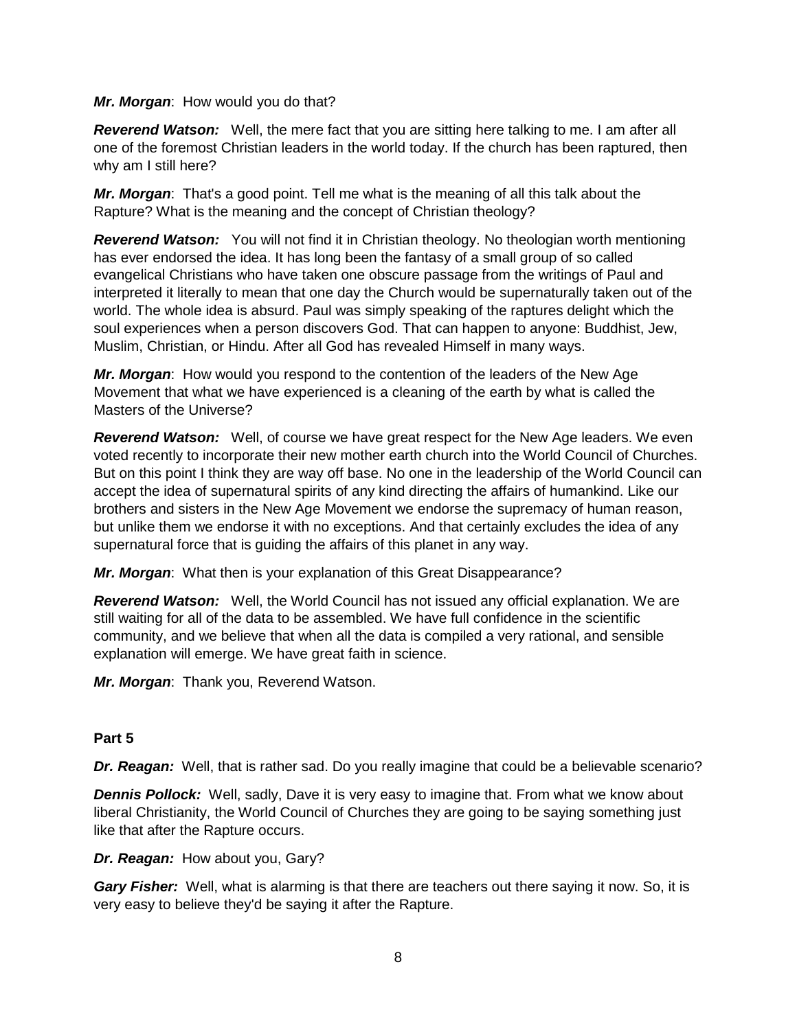***Mr. Morgan***: How would you do that?

***Reverend Watson:*** Well, the mere fact that you are sitting here talking to me. I am after all one of the foremost Christian leaders in the world today. If the church has been raptured, then why am I still here?

***Mr. Morgan***: That's a good point. Tell me what is the meaning of all this talk about the Rapture? What is the meaning and the concept of Christian theology?

***Reverend Watson:*** You will not find it in Christian theology. No theologian worth mentioning has ever endorsed the idea. It has long been the fantasy of a small group of so called evangelical Christians who have taken one obscure passage from the writings of Paul and interpreted it literally to mean that one day the Church would be supernaturally taken out of the world. The whole idea is absurd. Paul was simply speaking of the raptures delight which the soul experiences when a person discovers God. That can happen to anyone: Buddhist, Jew, Muslim, Christian, or Hindu. After all God has revealed Himself in many ways.

***Mr. Morgan***: How would you respond to the contention of the leaders of the New Age Movement that what we have experienced is a cleaning of the earth by what is called the Masters of the Universe?

***Reverend Watson:*** Well, of course we have great respect for the New Age leaders. We even voted recently to incorporate their new mother earth church into the World Council of Churches. But on this point I think they are way off base. No one in the leadership of the World Council can accept the idea of supernatural spirits of any kind directing the affairs of humankind. Like our brothers and sisters in the New Age Movement we endorse the supremacy of human reason, but unlike them we endorse it with no exceptions. And that certainly excludes the idea of any supernatural force that is guiding the affairs of this planet in any way.

***Mr. Morgan***: What then is your explanation of this Great Disappearance?

***Reverend Watson:*** Well, the World Council has not issued any official explanation. We are still waiting for all of the data to be assembled. We have full confidence in the scientific community, and we believe that when all the data is compiled a very rational, and sensible explanation will emerge. We have great faith in science.

***Mr. Morgan***: Thank you, Reverend Watson.

**Part 5**

***Dr. Reagan:*** Well, that is rather sad. Do you really imagine that could be a believable scenario?

***Dennis Pollock:*** Well, sadly, Dave it is very easy to imagine that. From what we know about liberal Christianity, the World Council of Churches they are going to be saying something just like that after the Rapture occurs.

***Dr. Reagan:*** How about you, Gary?

***Gary Fisher:*** Well, what is alarming is that there are teachers out there saying it now. So, it is very easy to believe they'd be saying it after the Rapture.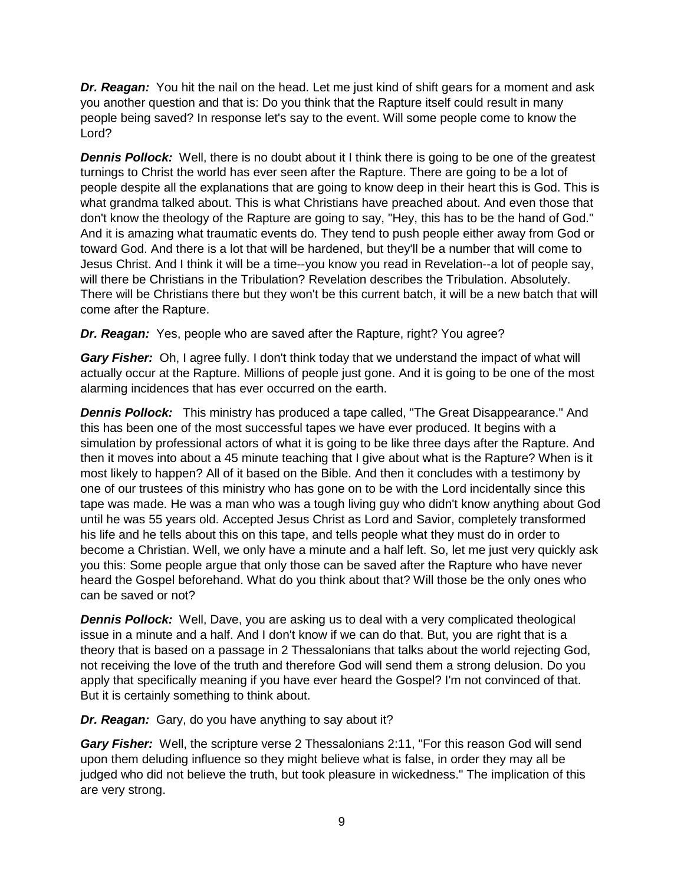***Dr. Reagan:*** You hit the nail on the head. Let me just kind of shift gears for a moment and ask you another question and that is: Do you think that the Rapture itself could result in many people being saved? In response let's say to the event. Will some people come to know the Lord?

***Dennis Pollock:*** Well, there is no doubt about it I think there is going to be one of the greatest turnings to Christ the world has ever seen after the Rapture. There are going to be a lot of people despite all the explanations that are going to know deep in their heart this is God. This is what grandma talked about. This is what Christians have preached about. And even those that don't know the theology of the Rapture are going to say, "Hey, this has to be the hand of God." And it is amazing what traumatic events do. They tend to push people either away from God or toward God. And there is a lot that will be hardened, but they'll be a number that will come to Jesus Christ. And I think it will be a time--you know you read in Revelation--a lot of people say, will there be Christians in the Tribulation? Revelation describes the Tribulation. Absolutely. There will be Christians there but they won't be this current batch, it will be a new batch that will come after the Rapture.

***Dr. Reagan:*** Yes, people who are saved after the Rapture, right? You agree?

***Gary Fisher:*** Oh, I agree fully. I don't think today that we understand the impact of what will actually occur at the Rapture. Millions of people just gone. And it is going to be one of the most alarming incidences that has ever occurred on the earth.

***Dennis Pollock:*** This ministry has produced a tape called, "The Great Disappearance." And this has been one of the most successful tapes we have ever produced. It begins with a simulation by professional actors of what it is going to be like three days after the Rapture. And then it moves into about a 45 minute teaching that I give about what is the Rapture? When is it most likely to happen? All of it based on the Bible. And then it concludes with a testimony by one of our trustees of this ministry who has gone on to be with the Lord incidentally since this tape was made. He was a man who was a tough living guy who didn't know anything about God until he was 55 years old. Accepted Jesus Christ as Lord and Savior, completely transformed his life and he tells about this on this tape, and tells people what they must do in order to become a Christian. Well, we only have a minute and a half left. So, let me just very quickly ask you this: Some people argue that only those can be saved after the Rapture who have never heard the Gospel beforehand. What do you think about that? Will those be the only ones who can be saved or not?

***Dennis Pollock:*** Well, Dave, you are asking us to deal with a very complicated theological issue in a minute and a half. And I don't know if we can do that. But, you are right that is a theory that is based on a passage in 2 Thessalonians that talks about the world rejecting God, not receiving the love of the truth and therefore God will send them a strong delusion. Do you apply that specifically meaning if you have ever heard the Gospel? I'm not convinced of that. But it is certainly something to think about.

***Dr. Reagan:*** Gary, do you have anything to say about it?

***Gary Fisher:*** Well, the scripture verse 2 Thessalonians 2:11, "For this reason God will send upon them deluding influence so they might believe what is false, in order they may all be judged who did not believe the truth, but took pleasure in wickedness." The implication of this are very strong.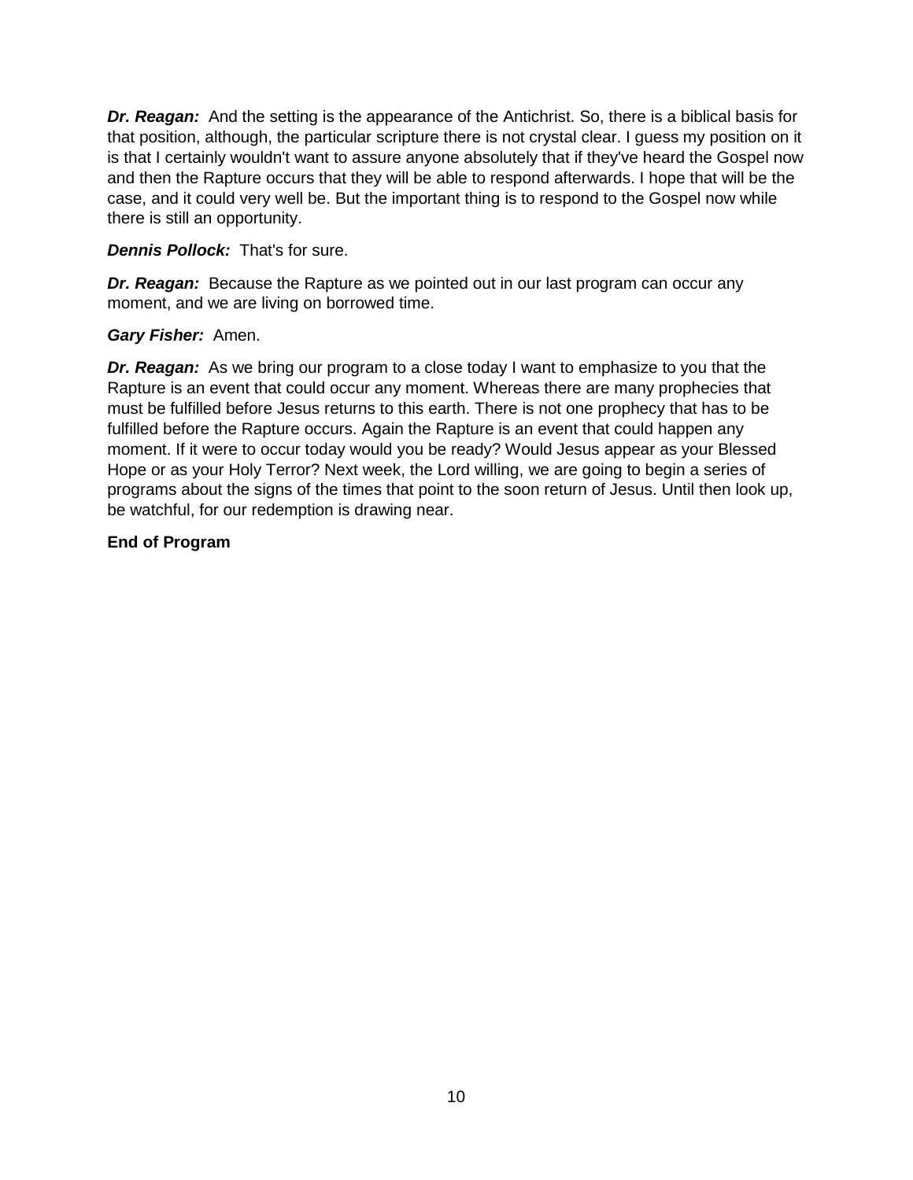***Dr. Reagan:*** And the setting is the appearance of the Antichrist. So, there is a biblical basis for that position, although, the particular scripture there is not crystal clear. I guess my position on it is that I certainly wouldn't want to assure anyone absolutely that if they've heard the Gospel now and then the Rapture occurs that they will be able to respond afterwards. I hope that will be the case, and it could very well be. But the important thing is to respond to the Gospel now while there is still an opportunity.

***Dennis Pollock:*** That's for sure.

***Dr. Reagan:*** Because the Rapture as we pointed out in our last program can occur any moment, and we are living on borrowed time.

***Gary Fisher:*** Amen.

***Dr. Reagan:*** As we bring our program to a close today I want to emphasize to you that the Rapture is an event that could occur any moment. Whereas there are many prophecies that must be fulfilled before Jesus returns to this earth. There is not one prophecy that has to be fulfilled before the Rapture occurs. Again the Rapture is an event that could happen any moment. If it were to occur today would you be ready? Would Jesus appear as your Blessed Hope or as your Holy Terror? Next week, the Lord willing, we are going to begin a series of programs about the signs of the times that point to the soon return of Jesus. Until then look up, be watchful, for our redemption is drawing near.

**End of Program**